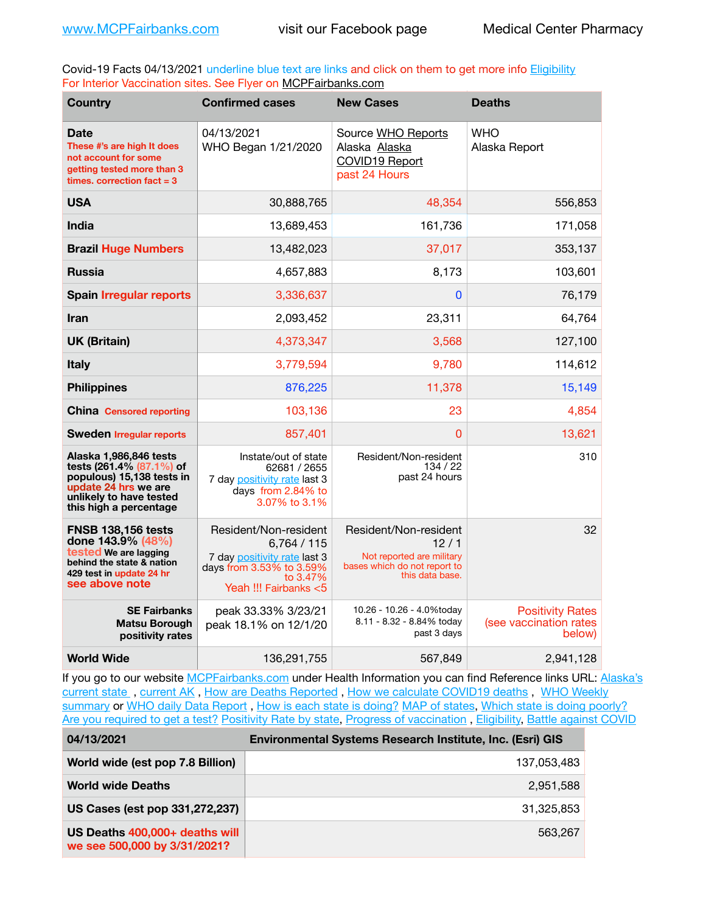www.MCPFairbanks.com visit our Facebook page Medical Center Pharmacy

Covid-19 Facts 04/13/2021 underline blue text are links and click on them to get more info Eligibility For Interior Vaccination sites. See Flyer on MCPFairbanks.com

| Country | Confirmed cases | New Cases | Deaths |
|---|---|---|---|
| **Date** These #'s are high It does not account for some getting tested more than 3 times. correction fact = 3 | 04/13/2021 WHO Began 1/21/2020 | Source WHO Reports Alaska Alaska COVID19 Report past 24 Hours | WHO Alaska Report |
| **USA** | 30,888,765 | 48,354 | 556,853 |
| **India** | 13,689,453 | 161,736 | 171,058 |
| **Brazil Huge Numbers** | 13,482,023 | 37,017 | 353,137 |
| **Russia** | 4,657,883 | 8,173 | 103,601 |
| **Spain Irregular reports** | 3,336,637 | 0 | 76,179 |
| **Iran** | 2,093,452 | 23,311 | 64,764 |
| **UK (Britain)** | 4,373,347 | 3,568 | 127,100 |
| **Italy** | 3,779,594 | 9,780 | 114,612 |
| **Philippines** | 876,225 | 11,378 | 15,149 |
| **China Censored reporting** | 103,136 | 23 | 4,854 |
| **Sweden Irregular reports** | 857,401 | 0 | 13,621 |
| **Alaska 1,986,846 tests tests (261.4% (87.1%) of populous) 15,138 tests in update 24 hrs we are unlikely to have tested this high a percentage** | Instate/out of state 62681 / 2655 7 day positivity rate last 3 days from 2.84% to 3.07% to 3.1% | Resident/Non-resident 134 / 22 past 24 hours | 310 |
| **FNSB 138,156 tests done 143.9% (48%) tested We are lagging behind the state & nation 429 test in update 24 hr see above note** | Resident/Non-resident 6,764 / 115 7 day positivity rate last 3 days from 3.53% to 3.59% to 3.47% Yeah !!! Fairbanks <5 | Resident/Non-resident 12 / 1 Not reported are military bases which do not report to this data base. | 32 |
| **SE Fairbanks Matsu Borough positivity rates** | peak 33.33% 3/23/21 peak 18.1% on 12/1/20 | 10.26 - 10.26 - 4.0%today 8.11 - 8.32 - 8.84% today past 3 days | Positivity Rates (see vaccination rates below) |
| **World Wide** | 136,291,755 | 567,849 | 2,941,128 |

If you go to our website MCPFairbanks.com under Health Information you can find Reference links URL: Alaska's current state , current AK , How are Deaths Reported , How we calculate COVID19 deaths , WHO Weekly summary or WHO daily Data Report , How is each state is doing? MAP of states, Which state is doing poorly? Are you required to get a test? Positivity Rate by state, Progress of vaccination , Eligibility, Battle against COVID

| 04/13/2021 | Environmental Systems Research Institute, Inc. (Esri) GIS |
|---|---|
| **World wide (est pop 7.8 Billion)** | 137,053,483 |
| **World wide Deaths** | 2,951,588 |
| **US Cases (est pop 331,272,237)** | 31,325,853 |
| **US Deaths 400,000+ deaths will we see 500,000 by 3/31/2021?** | 563,267 |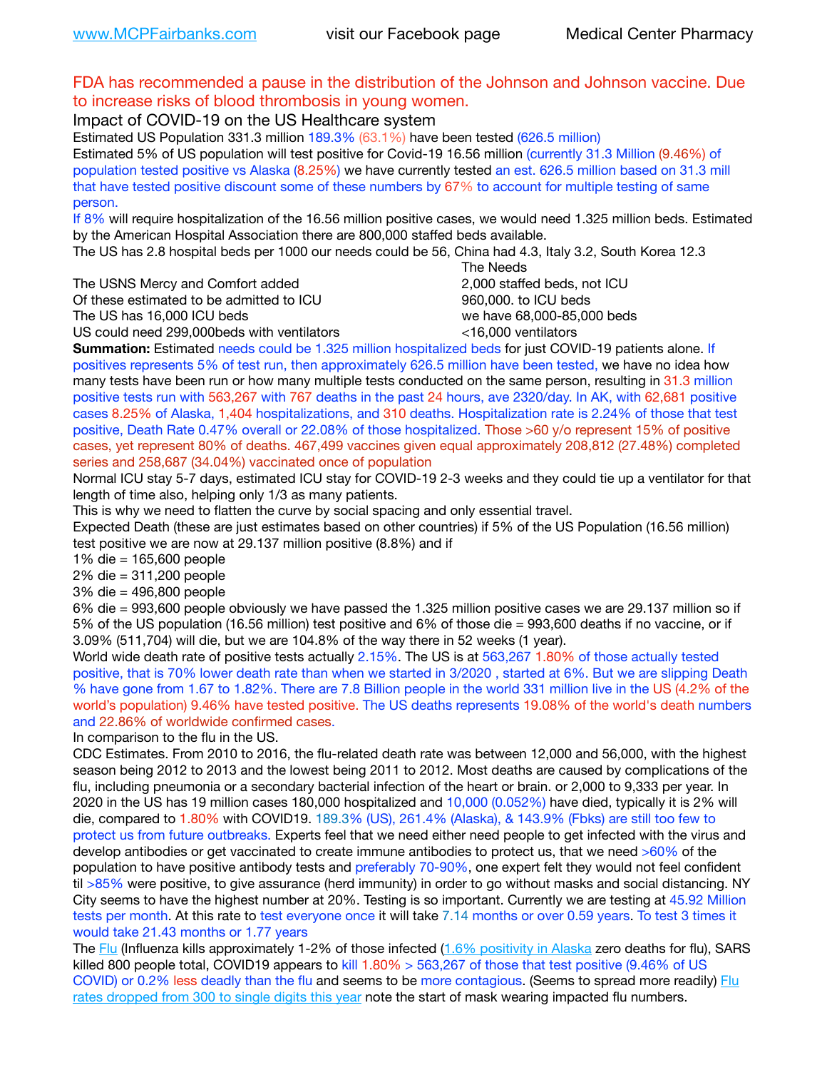FDA has recommended a pause in the distribution of the Johnson and Johnson vaccine. Due to increase risks of blood thrombosis in young women.

Impact of COVID-19 on the US Healthcare system

Estimated US Population 331.3 million 189.3% (63.1%) have been tested (626.5 million)

Estimated 5% of US population will test positive for Covid-19 16.56 million (currently 31.3 Million (9.46%) of population tested positive vs Alaska (8.25%) we have currently tested an est. 626.5 million based on 31.3 mill that have tested positive discount some of these numbers by 67% to account for multiple testing of same person.

If 8% will require hospitalization of the 16.56 million positive cases, we would need 1.325 million beds. Estimated by the American Hospital Association there are 800,000 staffed beds available.

The US has 2.8 hospital beds per 1000 our needs could be 56, China had 4.3, Italy 3.2, South Korea 12.3

| | The Needs |
|---|---|
| The USNS Mercy and Comfort added | 2,000 staffed beds, not ICU |
| Of these estimated to be admitted to ICU | 960,000. to ICU beds |
| The US has 16,000 ICU beds | we have 68,000-85,000 beds |
| US could need 299,000beds with ventilators | <16,000 ventilators |

**Summation:** Estimated needs could be 1.325 million hospitalized beds for just COVID-19 patients alone. If positives represents 5% of test run, then approximately 626.5 million have been tested, we have no idea how many tests have been run or how many multiple tests conducted on the same person, resulting in 31.3 million positive tests run with 563,267 with 767 deaths in the past 24 hours, ave 2320/day. In AK, with 62,681 positive cases 8.25% of Alaska, 1,404 hospitalizations, and 310 deaths. Hospitalization rate is 2.24% of those that test positive, Death Rate 0.47% overall or 22.08% of those hospitalized. Those >60 y/o represent 15% of positive cases, yet represent 80% of deaths. 467,499 vaccines given equal approximately 208,812 (27.48%) completed series and 258,687 (34.04%) vaccinated once of population

Normal ICU stay 5-7 days, estimated ICU stay for COVID-19 2-3 weeks and they could tie up a ventilator for that length of time also, helping only 1/3 as many patients.

This is why we need to flatten the curve by social spacing and only essential travel.

Expected Death (these are just estimates based on other countries) if 5% of the US Population (16.56 million) test positive we are now at 29.137 million positive (8.8%) and if

1% die = 165,600 people

2% die = 311,200 people

3% die = 496,800 people

6% die = 993,600 people obviously we have passed the 1.325 million positive cases we are 29.137 million so if 5% of the US population (16.56 million) test positive and 6% of those die = 993,600 deaths if no vaccine, or if 3.09% (511,704) will die, but we are 104.8% of the way there in 52 weeks (1 year).

World wide death rate of positive tests actually 2.15%. The US is at 563,267 1.80% of those actually tested positive, that is 70% lower death rate than when we started in 3/2020 , started at 6%. But we are slipping Death % have gone from 1.67 to 1.82%. There are 7.8 Billion people in the world 331 million live in the US (4.2% of the world's population) 9.46% have tested positive. The US deaths represents 19.08% of the world's death numbers and 22.86% of worldwide confirmed cases.

In comparison to the flu in the US.

CDC Estimates. From 2010 to 2016, the flu-related death rate was between 12,000 and 56,000, with the highest season being 2012 to 2013 and the lowest being 2011 to 2012. Most deaths are caused by complications of the flu, including pneumonia or a secondary bacterial infection of the heart or brain. or 2,000 to 9,333 per year. In 2020 in the US has 19 million cases 180,000 hospitalized and 10,000 (0.052%) have died, typically it is 2% will die, compared to 1.80% with COVID19. 189.3% (US), 261.4% (Alaska), & 143.9% (Fbks) are still too few to protect us from future outbreaks. Experts feel that we need either need people to get infected with the virus and develop antibodies or get vaccinated to create immune antibodies to protect us, that we need >60% of the population to have positive antibody tests and preferably 70-90%, one expert felt they would not feel confident til >85% were positive, to give assurance (herd immunity) in order to go without masks and social distancing. NY City seems to have the highest number at 20%. Testing is so important. Currently we are testing at 45.92 Million tests per month. At this rate to test everyone once it will take 7.14 months or over 0.59 years. To test 3 times it would take 21.43 months or 1.77 years

The Flu (Influenza kills approximately 1-2% of those infected (1.6% positivity in Alaska zero deaths for flu), SARS killed 800 people total, COVID19 appears to kill 1.80% > 563,267 of those that test positive (9.46% of US COVID) or 0.2% less deadly than the flu and seems to be more contagious. (Seems to spread more readily) Flu rates dropped from 300 to single digits this year note the start of mask wearing impacted flu numbers.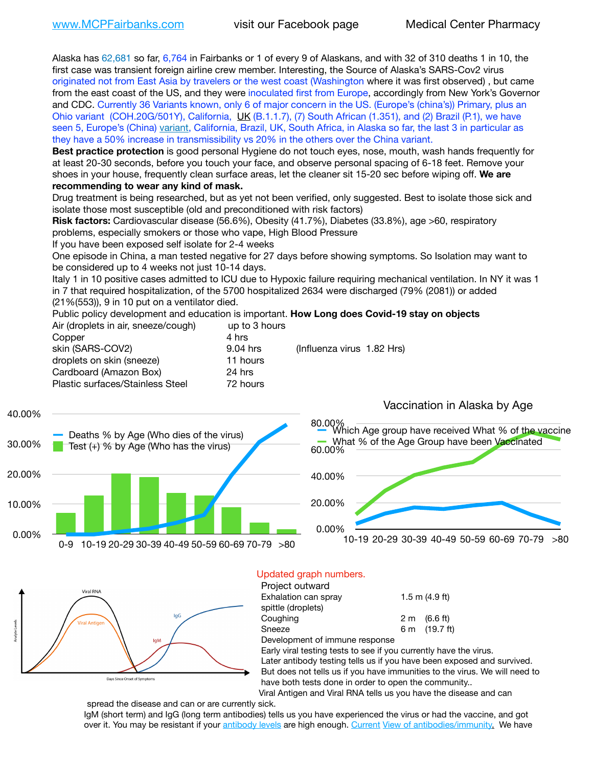www.MCPFairbanks.com visit our Facebook page Medical Center Pharmacy

Alaska has 62,681 so far, 6,764 in Fairbanks or 1 of every 9 of Alaskans, and with 32 of 310 deaths 1 in 10, the first case was transient foreign airline crew member. Interesting, the Source of Alaska's SARS-Cov2 virus originated not from East Asia by travelers or the west coast (Washington where it was first observed) , but came from the east coast of the US, and they were inoculated first from Europe, accordingly from New York's Governor and CDC. Currently 36 Variants known, only 6 of major concern in the US. (Europe's (china's)) Primary, plus an Ohio variant (COH.20G/501Y), California, UK (B.1.1.7), (7) South African (1.351), and (2) Brazil (P.1), we have seen 5, Europe's (China) variant, California, Brazil, UK, South Africa, in Alaska so far, the last 3 in particular as they have a 50% increase in transmissibility vs 20% in the others over the China variant.

**Best practice protection** is good personal Hygiene do not touch eyes, nose, mouth, wash hands frequently for at least 20-30 seconds, before you touch your face, and observe personal spacing of 6-18 feet. Remove your shoes in your house, frequently clean surface areas, let the cleaner sit 15-20 sec before wiping off. **We are recommending to wear any kind of mask.**

Drug treatment is being researched, but as yet not been verified, only suggested. Best to isolate those sick and isolate those most susceptible (old and preconditioned with risk factors)

**Risk factors:** Cardiovascular disease (56.6%), Obesity (41.7%), Diabetes (33.8%), age >60, respiratory problems, especially smokers or those who vape, High Blood Pressure

If you have been exposed self isolate for 2-4 weeks

One episode in China, a man tested negative for 27 days before showing symptoms. So Isolation may want to be considered up to 4 weeks not just 10-14 days.

Italy 1 in 10 positive cases admitted to ICU due to Hypoxic failure requiring mechanical ventilation. In NY it was 1 in 7 that required hospitalization, of the 5700 hospitalized 2634 were discharged (79% (2081)) or added (21%(553)), 9 in 10 put on a ventilator died.

Public policy development and education is important. **How Long does Covid-19 stay on objects**

| | | |
|---|---|---|
| Air (droplets in air, sneeze/cough) | up to 3 hours | |
| Copper | 4 hrs | |
| skin (SARS-COV2) | 9.04 hrs | (Influenza virus 1.82 Hrs) |
| droplets on skin (sneeze) | 11 hours | |
| Cardboard (Amazon Box) | 24 hrs | |
| Plastic surfaces/Stainless Steel | 72 hours | |

Deaths % by Age (Who dies of the virus) / Test (+) % by Age (Who has the virus)

Vaccination in Alaska by Age

Which Age group have received What % of the vaccine / What % of the Age Group have been Vaccinated

Updated graph numbers.

Project outward

| | |
|---|---|
| Exhalation can spray spittle (droplets) | 1.5 m (4.9 ft) |
| Coughing | 2 m (6.6 ft) |
| Sneeze | 6 m (19.7 ft) |

Development of immune response

Early viral testing tests to see if you currently have the virus.

Later antibody testing tells us if you have been exposed and survived. But does not tells us if you have immunities to the virus. We will need to have both tests done in order to open the community..

Viral Antigen and Viral RNA tells us you have the disease and can spread the disease and can or are currently sick.

IgM (short term) and IgG (long term antibodies) tells us you have experienced the virus or had the vaccine, and got over it. You may be resistant if your antibody levels are high enough. Current View of antibodies/immunity. We have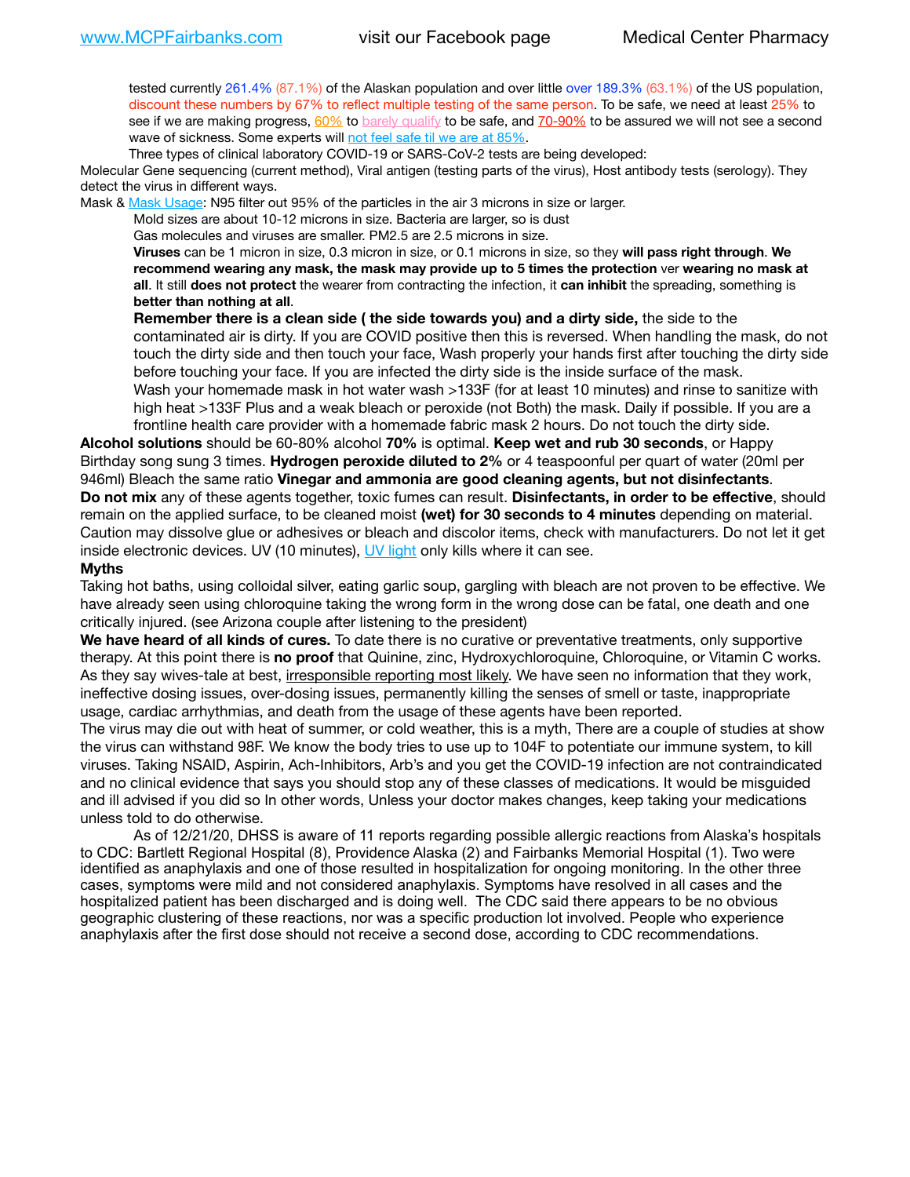tested currently 261.4% (87.1%) of the Alaskan population and over little over 189.3% (63.1%) of the US population, discount these numbers by 67% to reflect multiple testing of the same person. To be safe, we need at least 25% to see if we are making progress, 60% to barely qualify to be safe, and 70-90% to be assured we will not see a second wave of sickness. Some experts will not feel safe til we are at 85%.

Three types of clinical laboratory COVID-19 or SARS-CoV-2 tests are being developed:

Molecular Gene sequencing (current method), Viral antigen (testing parts of the virus), Host antibody tests (serology). They detect the virus in different ways.

Mask & Mask Usage: N95 filter out 95% of the particles in the air 3 microns in size or larger.

Mold sizes are about 10-12 microns in size. Bacteria are larger, so is dust

Gas molecules and viruses are smaller. PM2.5 are 2.5 microns in size.

**Viruses** can be 1 micron in size, 0.3 micron in size, or 0.1 microns in size, so they **will pass right through**. **We recommend wearing any mask, the mask may provide up to 5 times the protection** ver **wearing no mask at all**. It still **does not protect** the wearer from contracting the infection, it **can inhibit** the spreading, something is **better than nothing at all**.

**Remember there is a clean side ( the side towards you) and a dirty side,** the side to the contaminated air is dirty. If you are COVID positive then this is reversed. When handling the mask, do not touch the dirty side and then touch your face, Wash properly your hands first after touching the dirty side before touching your face. If you are infected the dirty side is the inside surface of the mask.

Wash your homemade mask in hot water wash >133F (for at least 10 minutes) and rinse to sanitize with high heat >133F Plus and a weak bleach or peroxide (not Both) the mask. Daily if possible. If you are a frontline health care provider with a homemade fabric mask 2 hours. Do not touch the dirty side.

**Alcohol solutions** should be 60-80% alcohol **70%** is optimal. **Keep wet and rub 30 seconds**, or Happy Birthday song sung 3 times. **Hydrogen peroxide diluted to 2%** or 4 teaspoonful per quart of water (20ml per 946ml) Bleach the same ratio **Vinegar and ammonia are good cleaning agents, but not disinfectants**.

**Do not mix** any of these agents together, toxic fumes can result. **Disinfectants, in order to be effective**, should remain on the applied surface, to be cleaned moist **(wet) for 30 seconds to 4 minutes** depending on material. Caution may dissolve glue or adhesives or bleach and discolor items, check with manufacturers. Do not let it get inside electronic devices. UV (10 minutes), UV light only kills where it can see.

**Myths**

Taking hot baths, using colloidal silver, eating garlic soup, gargling with bleach are not proven to be effective. We have already seen using chloroquine taking the wrong form in the wrong dose can be fatal, one death and one critically injured. (see Arizona couple after listening to the president)

**We have heard of all kinds of cures.** To date there is no curative or preventative treatments, only supportive therapy. At this point there is **no proof** that Quinine, zinc, Hydroxychloroquine, Chloroquine, or Vitamin C works. As they say wives-tale at best, irresponsible reporting most likely. We have seen no information that they work, ineffective dosing issues, over-dosing issues, permanently killing the senses of smell or taste, inappropriate usage, cardiac arrhythmias, and death from the usage of these agents have been reported.

The virus may die out with heat of summer, or cold weather, this is a myth, There are a couple of studies at show the virus can withstand 98F. We know the body tries to use up to 104F to potentiate our immune system, to kill viruses. Taking NSAID, Aspirin, Ach-Inhibitors, Arb's and you get the COVID-19 infection are not contraindicated and no clinical evidence that says you should stop any of these classes of medications. It would be misguided and ill advised if you did so In other words, Unless your doctor makes changes, keep taking your medications unless told to do otherwise.

As of 12/21/20, DHSS is aware of 11 reports regarding possible allergic reactions from Alaska's hospitals to CDC: Bartlett Regional Hospital (8), Providence Alaska (2) and Fairbanks Memorial Hospital (1). Two were identified as anaphylaxis and one of those resulted in hospitalization for ongoing monitoring. In the other three cases, symptoms were mild and not considered anaphylaxis. Symptoms have resolved in all cases and the hospitalized patient has been discharged and is doing well. The CDC said there appears to be no obvious geographic clustering of these reactions, nor was a specific production lot involved. People who experience anaphylaxis after the first dose should not receive a second dose, according to CDC recommendations.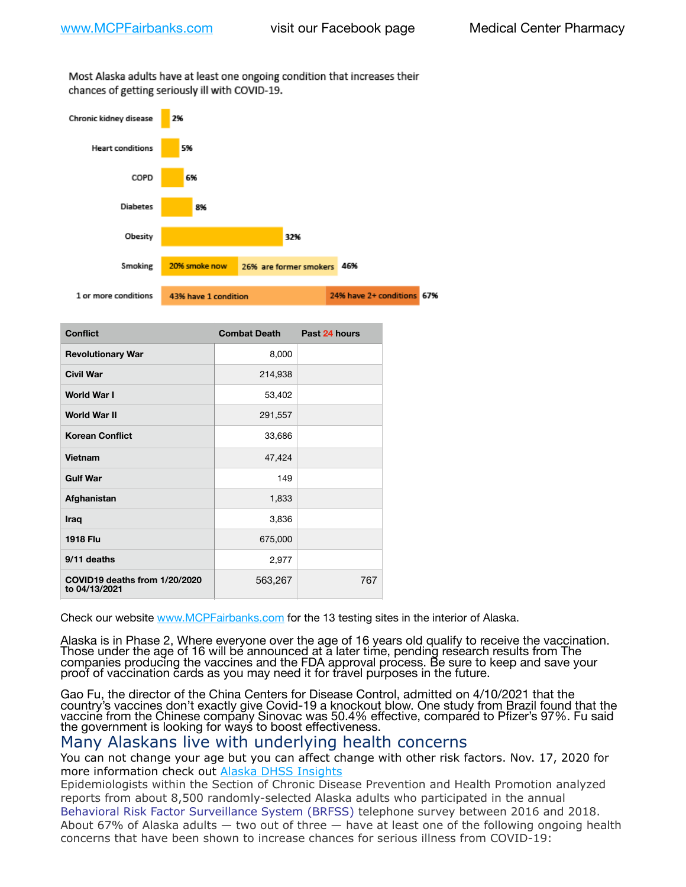Most Alaska adults have at least one ongoing condition that increases their chances of getting seriously ill with COVID-19.

| Condition | Percentage |
|---|---|
| Chronic kidney disease | 2% |
| Heart conditions | 5% |
| COPD | 6% |
| Diabetes | 8% |
| Obesity | 32% |
| Smoking | 20% smoke now; 26% are former smokers; 46% |
| 1 or more conditions | 43% have 1 condition; 24% have 2+ conditions; 67% |

| Conflict | Combat Death | Past 24 hours |
|---|---|---|
| Revolutionary War | 8,000 | |
| Civil War | 214,938 | |
| World War I | 53,402 | |
| World War II | 291,557 | |
| Korean Conflict | 33,686 | |
| Vietnam | 47,424 | |
| Gulf War | 149 | |
| Afghanistan | 1,833 | |
| Iraq | 3,836 | |
| 1918 Flu | 675,000 | |
| 9/11 deaths | 2,977 | |
| COVID19 deaths from 1/20/2020 to 04/13/2021 | 563,267 | 767 |

Check our website www.MCPFairbanks.com for the 13 testing sites in the interior of Alaska.

Alaska is in Phase 2, Where everyone over the age of 16 years old qualify to receive the vaccination. Those under the age of 16 will be announced at a later time, pending research results from The companies producing the vaccines and the FDA approval process. Be sure to keep and save your proof of vaccination cards as you may need it for travel purposes in the future.

Gao Fu, the director of the China Centers for Disease Control, admitted on 4/10/2021 that the country's vaccines don't exactly give Covid-19 a knockout blow. One study from Brazil found that the vaccine from the Chinese company Sinovac was 50.4% effective, compared to Pfizer's 97%. Fu said the government is looking for ways to boost effectiveness.

## Many Alaskans live with underlying health concerns

You can not change your age but you can affect change with other risk factors. Nov. 17, 2020 for more information check out Alaska DHSS Insights

Epidemiologists within the Section of Chronic Disease Prevention and Health Promotion analyzed reports from about 8,500 randomly-selected Alaska adults who participated in the annual Behavioral Risk Factor Surveillance System (BRFSS) telephone survey between 2016 and 2018. About 67% of Alaska adults — two out of three — have at least one of the following ongoing health concerns that have been shown to increase chances for serious illness from COVID-19: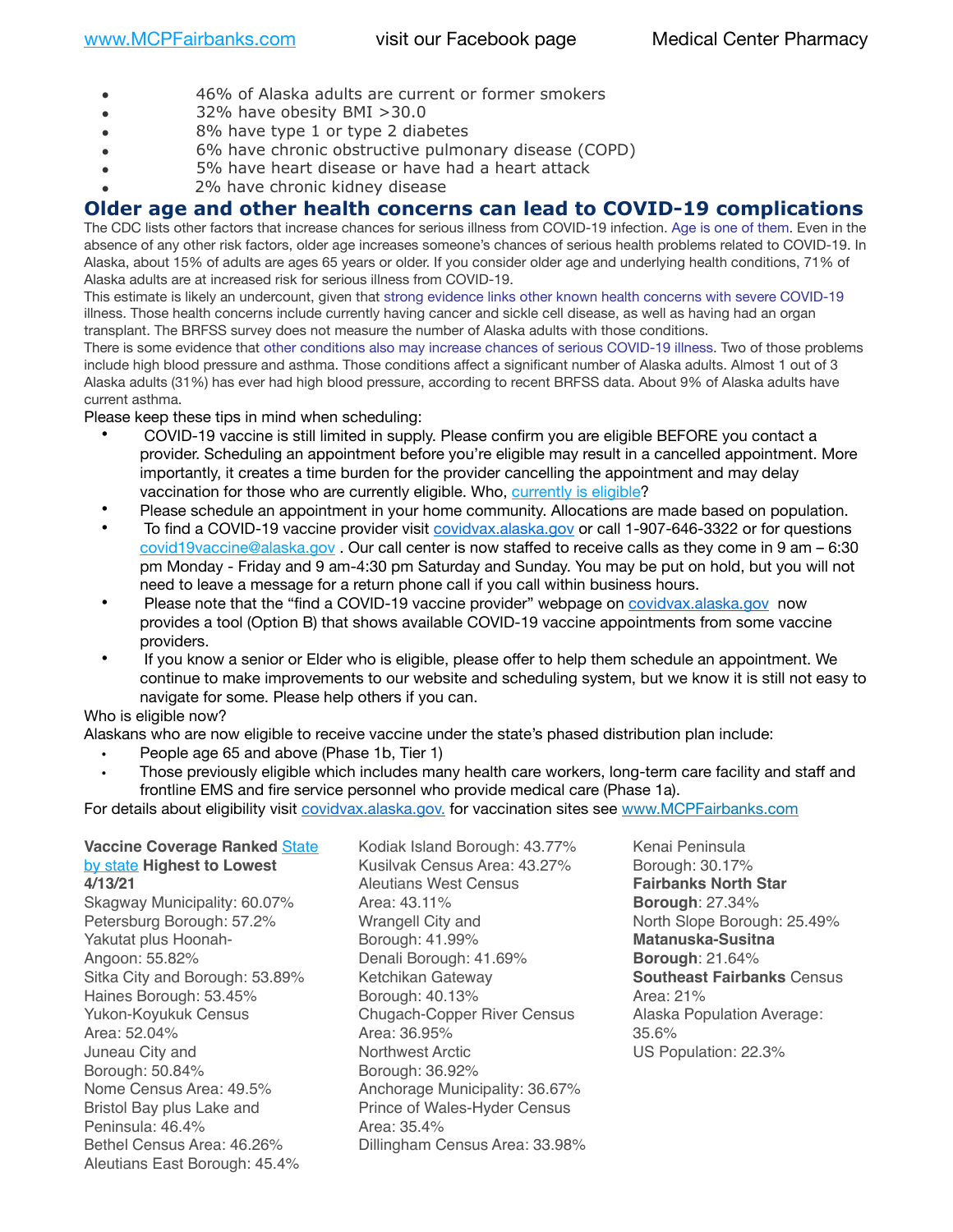- 46% of Alaska adults are current or former smokers
- 32% have obesity BMI >30.0
- 8% have type 1 or type 2 diabetes
- 6% have chronic obstructive pulmonary disease (COPD)
- 5% have heart disease or have had a heart attack
- 2% have chronic kidney disease

## Older age and other health concerns can lead to COVID-19 complications

The CDC lists other factors that increase chances for serious illness from COVID-19 infection. Age is one of them. Even in the absence of any other risk factors, older age increases someone's chances of serious health problems related to COVID-19. In Alaska, about 15% of adults are ages 65 years or older. If you consider older age and underlying health conditions, 71% of Alaska adults are at increased risk for serious illness from COVID-19.

This estimate is likely an undercount, given that strong evidence links other known health concerns with severe COVID-19 illness. Those health concerns include currently having cancer and sickle cell disease, as well as having had an organ transplant. The BRFSS survey does not measure the number of Alaska adults with those conditions.

There is some evidence that other conditions also may increase chances of serious COVID-19 illness. Two of those problems include high blood pressure and asthma. Those conditions affect a significant number of Alaska adults. Almost 1 out of 3 Alaska adults (31%) has ever had high blood pressure, according to recent BRFSS data. About 9% of Alaska adults have current asthma.

Please keep these tips in mind when scheduling:

- COVID-19 vaccine is still limited in supply. Please confirm you are eligible BEFORE you contact a provider. Scheduling an appointment before you're eligible may result in a cancelled appointment. More importantly, it creates a time burden for the provider cancelling the appointment and may delay vaccination for those who are currently eligible. Who, currently is eligible?
- Please schedule an appointment in your home community. Allocations are made based on population.
- To find a COVID-19 vaccine provider visit covidvax.alaska.gov or call 1-907-646-3322 or for questions covid19vaccine@alaska.gov . Our call center is now staffed to receive calls as they come in 9 am – 6:30 pm Monday - Friday and 9 am-4:30 pm Saturday and Sunday. You may be put on hold, but you will not need to leave a message for a return phone call if you call within business hours.
- Please note that the "find a COVID-19 vaccine provider" webpage on covidvax.alaska.gov now provides a tool (Option B) that shows available COVID-19 vaccine appointments from some vaccine providers.
- If you know a senior or Elder who is eligible, please offer to help them schedule an appointment. We continue to make improvements to our website and scheduling system, but we know it is still not easy to navigate for some. Please help others if you can.

Who is eligible now?

Alaskans who are now eligible to receive vaccine under the state's phased distribution plan include:

- People age 65 and above (Phase 1b, Tier 1)
- Those previously eligible which includes many health care workers, long-term care facility and staff and frontline EMS and fire service personnel who provide medical care (Phase 1a).

For details about eligibility visit covidvax.alaska.gov. for vaccination sites see www.MCPFairbanks.com

**Vaccine Coverage Ranked State by state Highest to Lowest 4/13/21**

Skagway Municipality: 60.07%
Petersburg Borough: 57.2%
Yakutat plus Hoonah-Angoon: 55.82%
Sitka City and Borough: 53.89%
Haines Borough: 53.45%
Yukon-Koyukuk Census Area: 52.04%
Juneau City and Borough: 50.84%
Nome Census Area: 49.5%
Bristol Bay plus Lake and Peninsula: 46.4%
Bethel Census Area: 46.26%
Aleutians East Borough: 45.4%
Kodiak Island Borough: 43.77%
Kusilvak Census Area: 43.27%
Aleutians West Census Area: 43.11%
Wrangell City and Borough: 41.99%
Denali Borough: 41.69%
Ketchikan Gateway Borough: 40.13%
Chugach-Copper River Census Area: 36.95%
Northwest Arctic Borough: 36.92%
Anchorage Municipality: 36.67%
Prince of Wales-Hyder Census Area: 35.4%
Dillingham Census Area: 33.98%
Kenai Peninsula Borough: 30.17%
**Fairbanks North Star Borough**: 27.34%
North Slope Borough: 25.49%
**Matanuska-Susitna Borough**: 21.64%
**Southeast Fairbanks** Census Area: 21%
Alaska Population Average: 35.6%
US Population: 22.3%